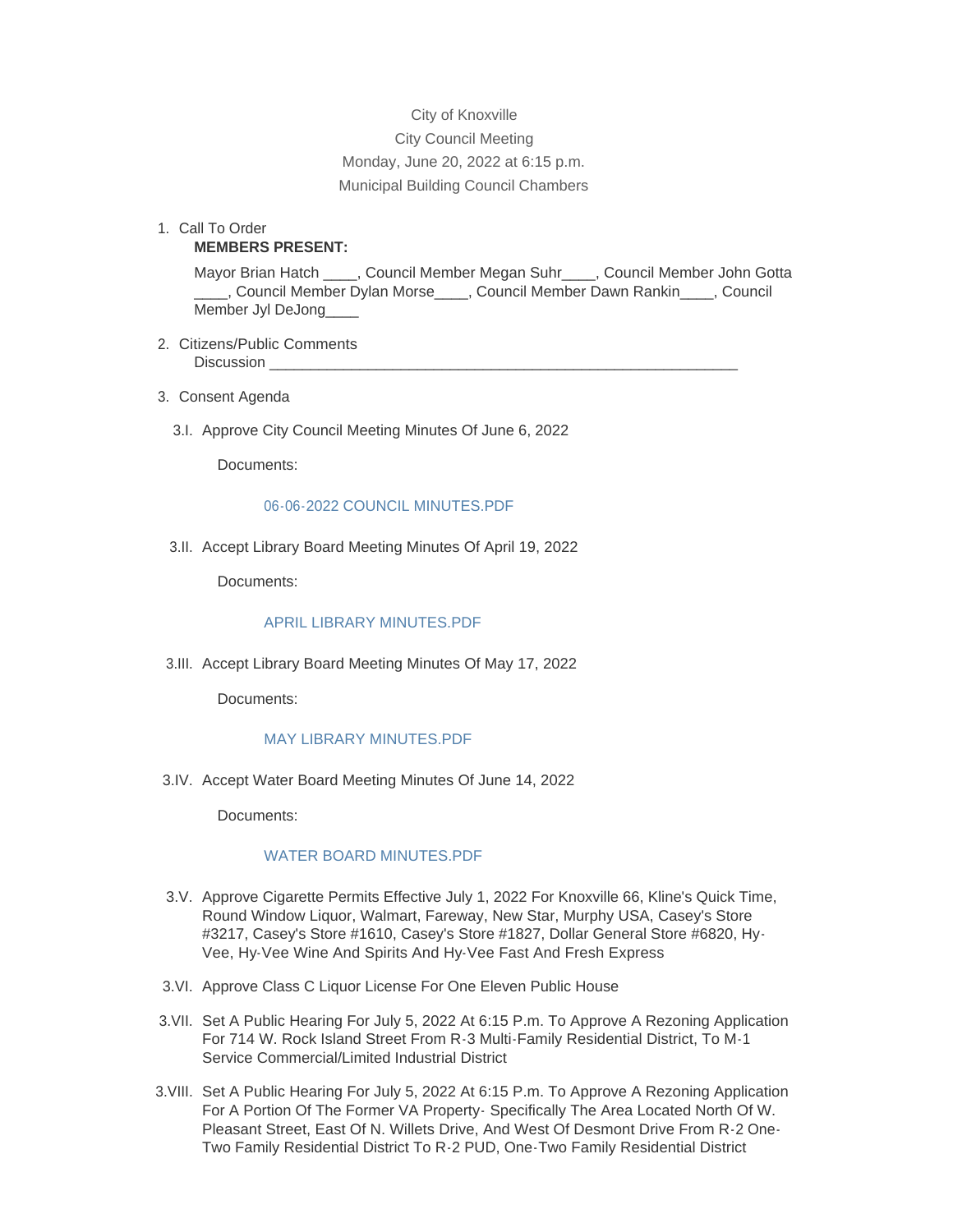City of Knoxville

City Council Meeting

Monday, June 20, 2022 at 6:15 p.m.

Municipal Building Council Chambers

1. Call To Order

   **MEMBERS PRESENT:**

   Mayor Brian Hatch ____, Council Member Megan Suhr____, Council Member John Gotta ____, Council Member Dylan Morse____, Council Member Dawn Rankin____, Council Member Jyl DeJong____

2. Citizens/Public Comments

   Discussion ____________________________________________________________

3. Consent Agenda

   3.I. Approve City Council Meeting Minutes Of June 6, 2022

   Documents:

   06-06-2022 COUNCIL MINUTES.PDF

   3.II. Accept Library Board Meeting Minutes Of April 19, 2022

   Documents:

   APRIL LIBRARY MINUTES.PDF

   3.III. Accept Library Board Meeting Minutes Of May 17, 2022

   Documents:

   MAY LIBRARY MINUTES.PDF

   3.IV. Accept Water Board Meeting Minutes Of June 14, 2022

   Documents:

   WATER BOARD MINUTES.PDF

   3.V. Approve Cigarette Permits Effective July 1, 2022 For Knoxville 66, Kline's Quick Time, Round Window Liquor, Walmart, Fareway, New Star, Murphy USA, Casey's Store #3217, Casey's Store #1610, Casey's Store #1827, Dollar General Store #6820, Hy-Vee, Hy-Vee Wine And Spirits And Hy-Vee Fast And Fresh Express

   3.VI. Approve Class C Liquor License For One Eleven Public House

   3.VII. Set A Public Hearing For July 5, 2022 At 6:15 P.m. To Approve A Rezoning Application For 714 W. Rock Island Street From R-3 Multi-Family Residential District, To M-1 Service Commercial/Limited Industrial District

   3.VIII. Set A Public Hearing For July 5, 2022 At 6:15 P.m. To Approve A Rezoning Application For A Portion Of The Former VA Property- Specifically The Area Located North Of W. Pleasant Street, East Of N. Willets Drive, And West Of Desmont Drive From R-2 One-Two Family Residential District To R-2 PUD, One-Two Family Residential District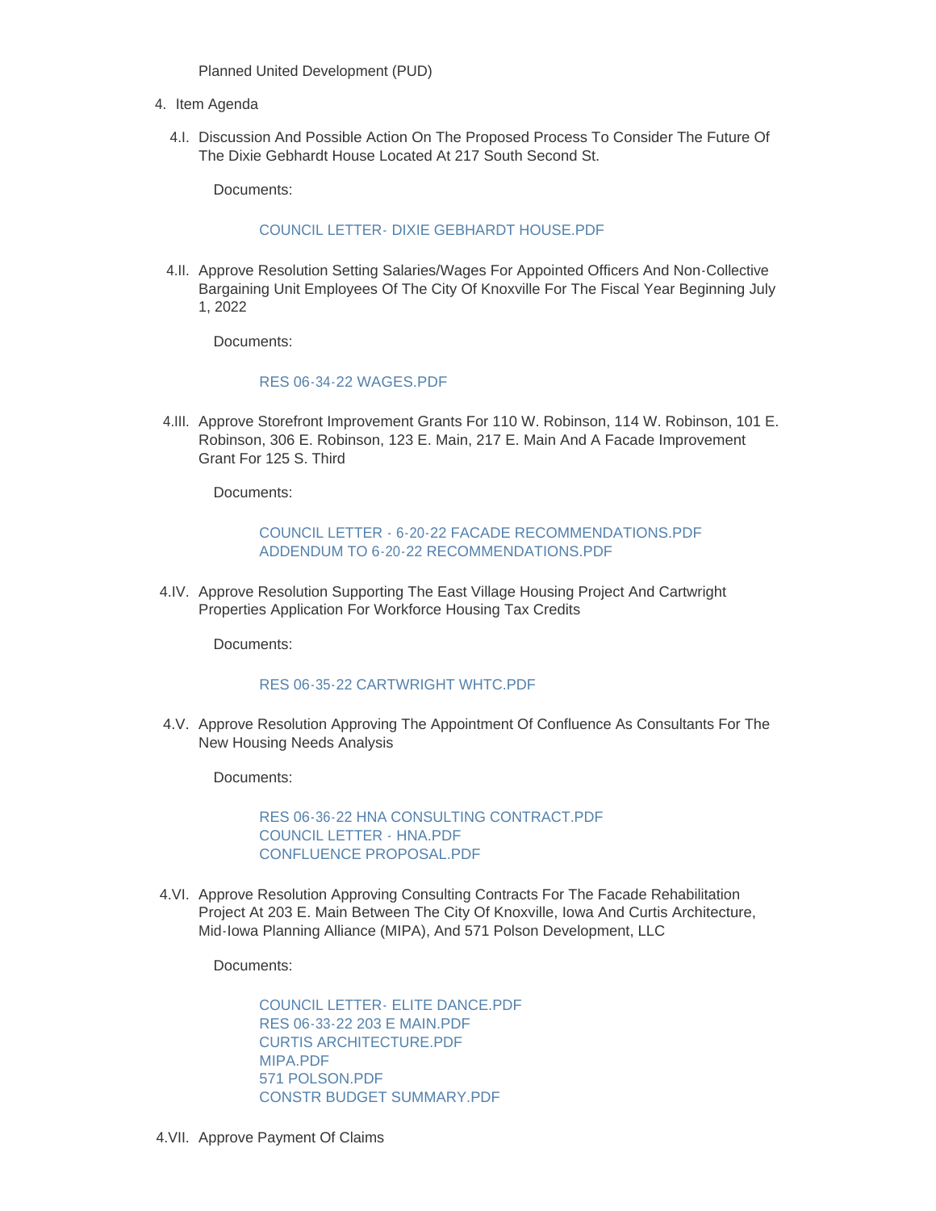Planned United Development (PUD)

4. Item Agenda

   4.I. Discussion And Possible Action On The Proposed Process To Consider The Future Of The Dixie Gebhardt House Located At 217 South Second St.

   Documents:

   COUNCIL LETTER- DIXIE GEBHARDT HOUSE.PDF

   4.II. Approve Resolution Setting Salaries/Wages For Appointed Officers And Non-Collective Bargaining Unit Employees Of The City Of Knoxville For The Fiscal Year Beginning July 1, 2022

   Documents:

   RES 06-34-22 WAGES.PDF

   4.III. Approve Storefront Improvement Grants For 110 W. Robinson, 114 W. Robinson, 101 E. Robinson, 306 E. Robinson, 123 E. Main, 217 E. Main And A Facade Improvement Grant For 125 S. Third

   Documents:

   COUNCIL LETTER - 6-20-22 FACADE RECOMMENDATIONS.PDF
   ADDENDUM TO 6-20-22 RECOMMENDATIONS.PDF

   4.IV. Approve Resolution Supporting The East Village Housing Project And Cartwright Properties Application For Workforce Housing Tax Credits

   Documents:

   RES 06-35-22 CARTWRIGHT WHTC.PDF

   4.V. Approve Resolution Approving The Appointment Of Confluence As Consultants For The New Housing Needs Analysis

   Documents:

   RES 06-36-22 HNA CONSULTING CONTRACT.PDF
   COUNCIL LETTER - HNA.PDF
   CONFLUENCE PROPOSAL.PDF

   4.VI. Approve Resolution Approving Consulting Contracts For The Facade Rehabilitation Project At 203 E. Main Between The City Of Knoxville, Iowa And Curtis Architecture, Mid-Iowa Planning Alliance (MIPA), And 571 Polson Development, LLC

   Documents:

   COUNCIL LETTER- ELITE DANCE.PDF
   RES 06-33-22 203 E MAIN.PDF
   CURTIS ARCHITECTURE.PDF
   MIPA.PDF
   571 POLSON.PDF
   CONSTR BUDGET SUMMARY.PDF

   4.VII. Approve Payment Of Claims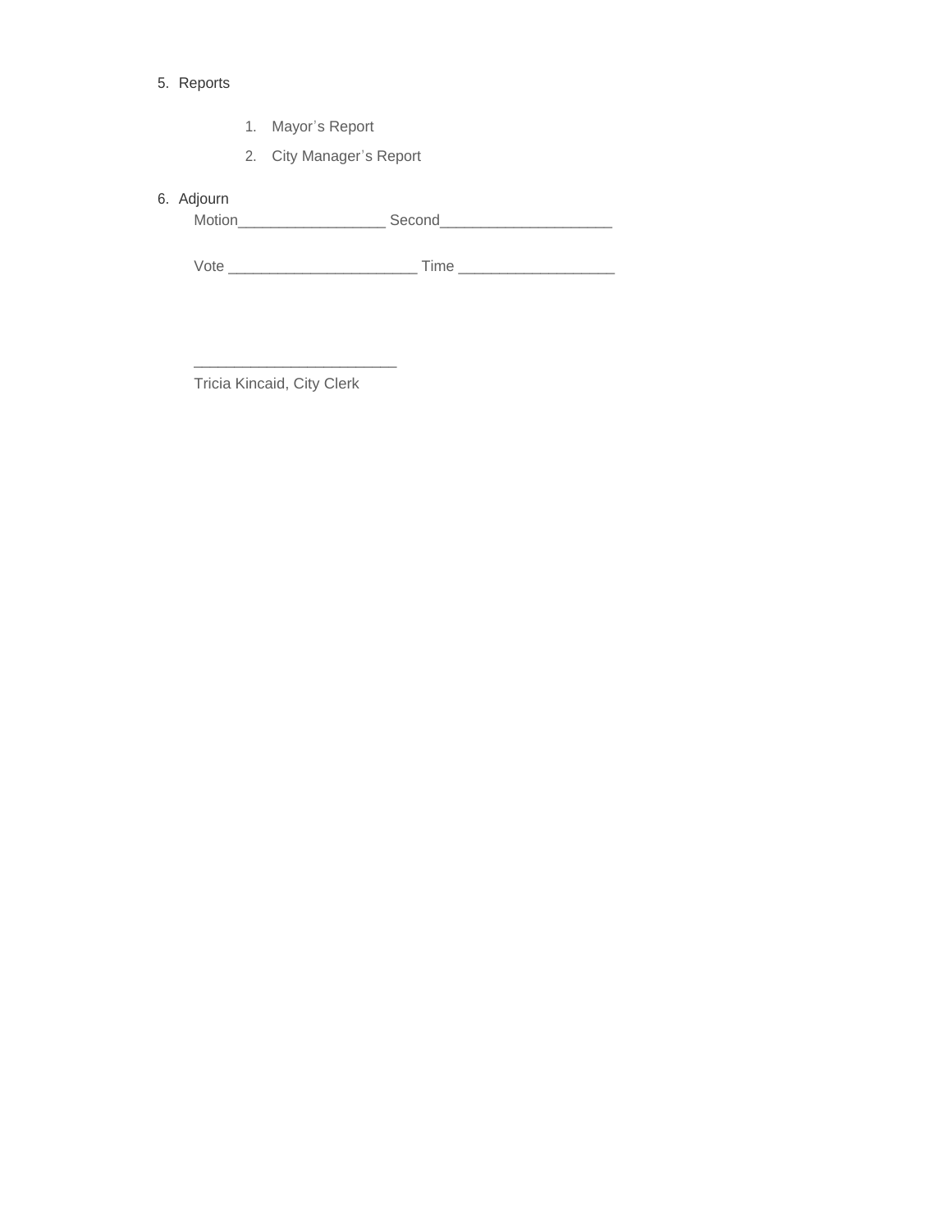5. Reports

    1. Mayor's Report
    2. City Manager's Report

6. Adjourn

   Motion__________________ Second____________________

   Vote ______________________ Time __________________

________________________

Tricia Kincaid, City Clerk